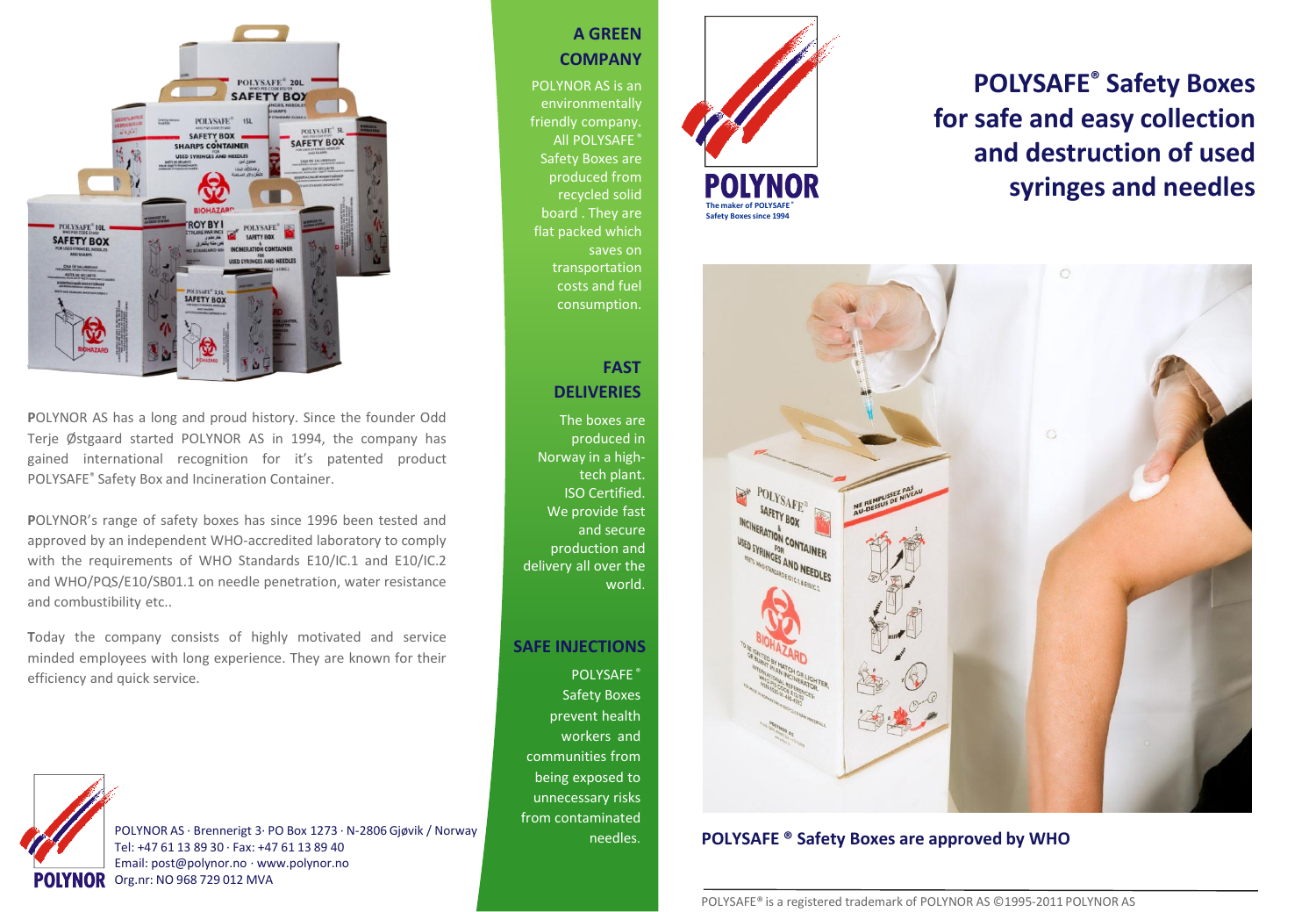# POLYSAFE® Safety Boxes for safe and easy collection and destruction of used syringes and needles

POLYNOR
The maker of POLYSAFE® Safety Boxes since 1994

POLYNOR AS has a long and proud history. Since the founder Odd Terje Østgaard started POLYNOR AS in 1994, the company has gained international recognition for it's patented product POLYSAFE® Safety Box and Incineration Container.

POLYNOR's range of safety boxes has since 1996 been tested and approved by an independent WHO-accredited laboratory to comply with the requirements of WHO Standards E10/IC.1 and E10/IC.2 and WHO/PQS/E10/SB01.1 on needle penetration, water resistance and combustibility etc..

Today the company consists of highly motivated and service minded employees with long experience. They are known for their efficiency and quick service.

## A GREEN COMPANY

POLYNOR AS is an environmentally friendly company. All POLYSAFE® Safety Boxes are produced from recycled solid board . They are flat packed which saves on transportation costs and fuel consumption.

## FAST DELIVERIES

The boxes are produced in Norway in a high-tech plant. ISO Certified. We provide fast and secure production and delivery all over the world.

## SAFE INJECTIONS

POLYSAFE® Safety Boxes prevent health workers and communities from being exposed to unnecessary risks from contaminated needles.

**POLYSAFE ® Safety Boxes are approved by WHO**

POLYNOR AS · Brennerigt 3· PO Box 1273 · N-2806 Gjøvik / Norway
Tel: +47 61 13 89 30 · Fax: +47 61 13 89 40
Email: post@polynor.no · www.polynor.no
Org.nr: NO 968 729 012 MVA

POLYSAFE® is a registered trademark of POLYNOR AS ©1995-2011 POLYNOR AS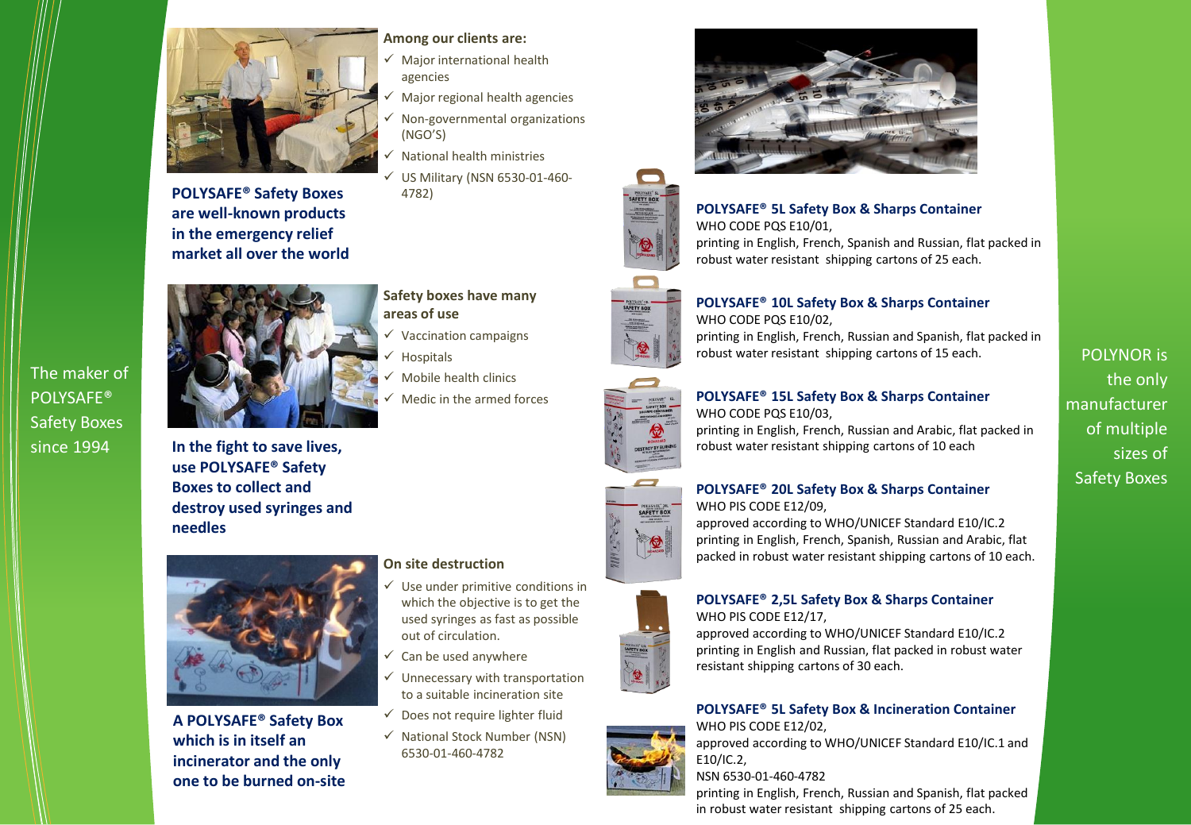The maker of POLYSAFE® Safety Boxes since 1994

**POLYSAFE® Safety Boxes are well-known products in the emergency relief market all over the world**

**Among our clients are:**

- Major international health agencies
- Major regional health agencies
- Non-governmental organizations (NGO'S)
- National health ministries
- US Military (NSN 6530-01-460-4782)

**In the fight to save lives, use POLYSAFE® Safety Boxes to collect and destroy used syringes and needles**

**Safety boxes have many areas of use**

- Vaccination campaigns
- Hospitals
- Mobile health clinics
- Medic in the armed forces

**A POLYSAFE® Safety Box which is in itself an incinerator and the only one to be burned on-site**

**On site destruction**

- Use under primitive conditions in which the objective is to get the used syringes as fast as possible out of circulation.
- Can be used anywhere
- Unnecessary with transportation to a suitable incineration site
- Does not require lighter fluid
- National Stock Number (NSN) 6530-01-460-4782

**POLYSAFE® 5L Safety Box & Sharps Container**
WHO CODE PQS E10/01,
printing in English, French, Spanish and Russian, flat packed in robust water resistant shipping cartons of 25 each.

**POLYSAFE® 10L Safety Box & Sharps Container**
WHO CODE PQS E10/02,
printing in English, French, Russian and Spanish, flat packed in robust water resistant shipping cartons of 15 each.

**POLYSAFE® 15L Safety Box & Sharps Container**
WHO CODE PQS E10/03,
printing in English, French, Russian and Arabic, flat packed in robust water resistant shipping cartons of 10 each

**POLYSAFE® 20L Safety Box & Sharps Container**
WHO PIS CODE E12/09,
approved according to WHO/UNICEF Standard E10/IC.2
printing in English, French, Spanish, Russian and Arabic, flat packed in robust water resistant shipping cartons of 10 each.

**POLYSAFE® 2,5L Safety Box & Sharps Container**
WHO PIS CODE E12/17,
approved according to WHO/UNICEF Standard E10/IC.2
printing in English and Russian, flat packed in robust water resistant shipping cartons of 30 each.

**POLYSAFE® 5L Safety Box & Incineration Container**
WHO PIS CODE E12/02,
approved according to WHO/UNICEF Standard E10/IC.1 and E10/IC.2,
NSN 6530-01-460-4782
printing in English, French, Russian and Spanish, flat packed in robust water resistant shipping cartons of 25 each.

POLYNOR is the only manufacturer of multiple sizes of Safety Boxes